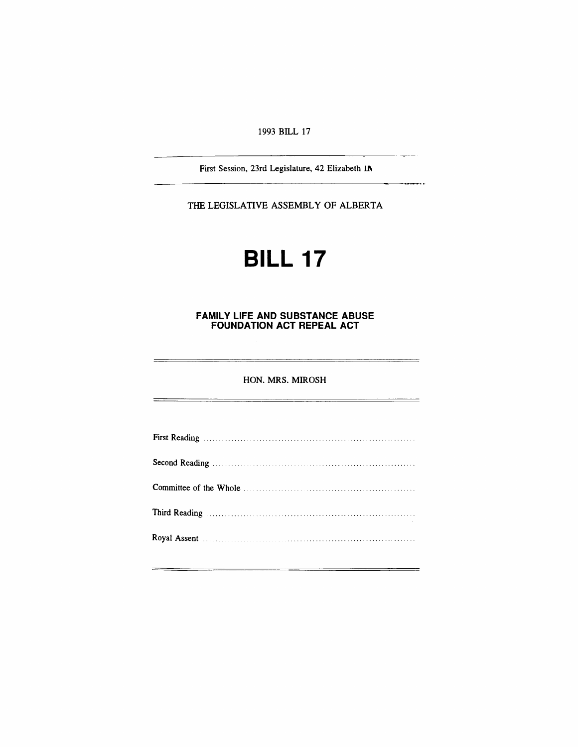1993 BILL 17

First Session, 23rd Legislature, 42 Elizabeth II

THE LEGISLATIVE ASSEMBLY OF ALBERTA

# BILL 17

## FAMILY LIFE AND SUBSTANCE ABUSE FOUNDATION ACT REPEAL ACT

HON. MRS. MIROSH

First Reading ....................................................................

Second Reading ....................................................................

Committee of the Whole ....................................................................

Third Reading ....................................................................

Royal Assent ....................................................................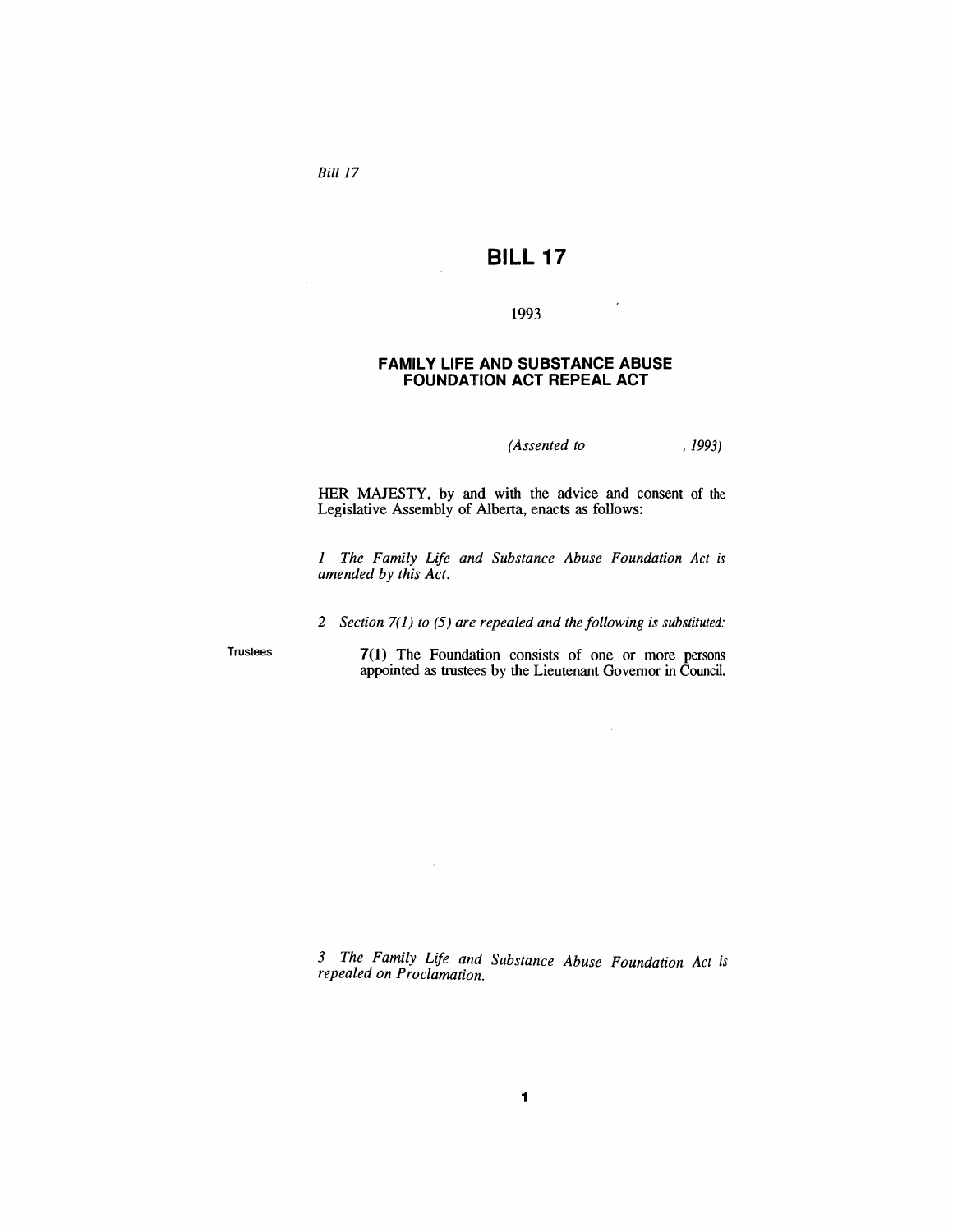# BILL 17

1993

## FAMILY LIFE AND SUBSTANCE ABUSE FOUNDATION ACT REPEAL ACT

*(Assented to , 1993)*

HER MAJESTY, by and with the advice and consent of the Legislative Assembly of Alberta, enacts as follows:

*1 The Family Life and Substance Abuse Foundation Act is amended by this Act.*

*2 Section 7(1) to (5) are repealed and the following is substituted:*

Trustees

**7(1)** The Foundation consists of one or more persons appointed as trustees by the Lieutenant Governor in Council.

*3 The Family Life and Substance Abuse Foundation Act is repealed on Proclamation.*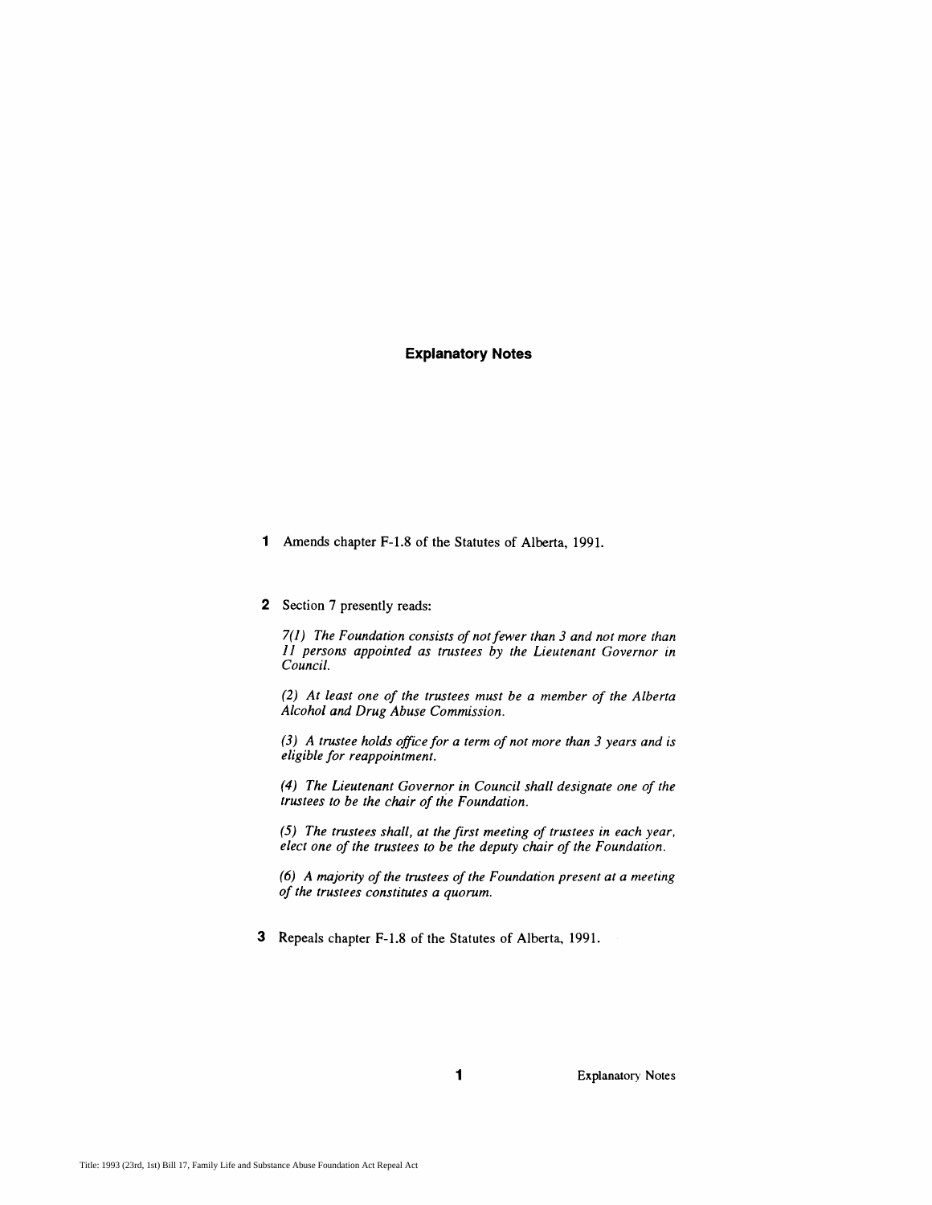## Explanatory Notes

**1** Amends chapter F-1.8 of the Statutes of Alberta, 1991.

**2** Section 7 presently reads:

*7(1) The Foundation consists of not fewer than 3 and not more than 11 persons appointed as trustees by the Lieutenant Governor in Council.*

*(2) At least one of the trustees must be a member of the Alberta Alcohol and Drug Abuse Commission.*

*(3) A trustee holds office for a term of not more than 3 years and is eligible for reappointment.*

*(4) The Lieutenant Governor in Council shall designate one of the trustees to be the chair of the Foundation.*

*(5) The trustees shall, at the first meeting of trustees in each year, elect one of the trustees to be the deputy chair of the Foundation.*

*(6) A majority of the trustees of the Foundation present at a meeting of the trustees constitutes a quorum.*

**3** Repeals chapter F-1.8 of the Statutes of Alberta, 1991.